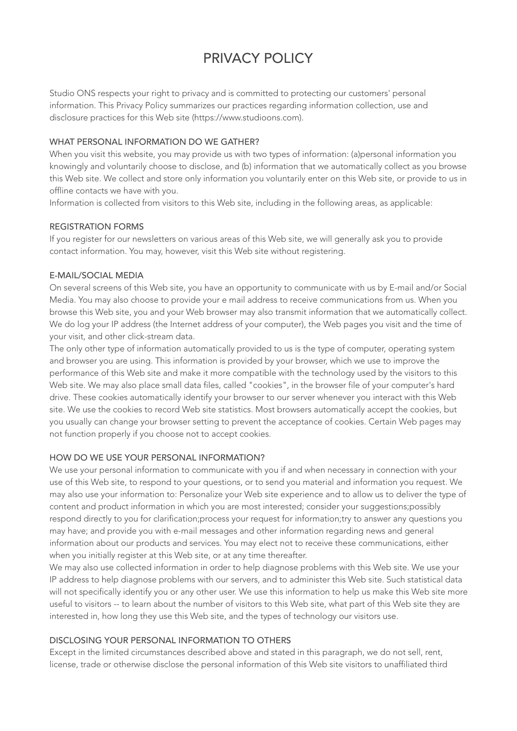# PRIVACY POLICY

Studio ONS respects your right to privacy and is committed to protecting our customers' personal information. This Privacy Policy summarizes our practices regarding information collection, use and disclosure practices for this Web site (https://www.studioons.com).

## WHAT PERSONAL INFORMATION DO WE GATHER?

When you visit this website, you may provide us with two types of information: (a)personal information you knowingly and voluntarily choose to disclose, and (b) information that we automatically collect as you browse this Web site. We collect and store only information you voluntarily enter on this Web site, or provide to us in offline contacts we have with you.

Information is collected from visitors to this Web site, including in the following areas, as applicable:

## REGISTRATION FORMS

If you register for our newsletters on various areas of this Web site, we will generally ask you to provide contact information. You may, however, visit this Web site without registering.

## E-MAIL/SOCIAL MEDIA

On several screens of this Web site, you have an opportunity to communicate with us by E-mail and/or Social Media. You may also choose to provide your e mail address to receive communications from us. When you browse this Web site, you and your Web browser may also transmit information that we automatically collect. We do log your IP address (the Internet address of your computer), the Web pages you visit and the time of your visit, and other click-stream data.

The only other type of information automatically provided to us is the type of computer, operating system and browser you are using. This information is provided by your browser, which we use to improve the performance of this Web site and make it more compatible with the technology used by the visitors to this Web site. We may also place small data files, called "cookies", in the browser file of your computer's hard drive. These cookies automatically identify your browser to our server whenever you interact with this Web site. We use the cookies to record Web site statistics. Most browsers automatically accept the cookies, but you usually can change your browser setting to prevent the acceptance of cookies. Certain Web pages may not function properly if you choose not to accept cookies.

## HOW DO WE USE YOUR PERSONAL INFORMATION?

We use your personal information to communicate with you if and when necessary in connection with your use of this Web site, to respond to your questions, or to send you material and information you request. We may also use your information to: Personalize your Web site experience and to allow us to deliver the type of content and product information in which you are most interested; consider your suggestions;possibly respond directly to you for clarification;process your request for information;try to answer any questions you may have; and provide you with e-mail messages and other information regarding news and general information about our products and services. You may elect not to receive these communications, either when you initially register at this Web site, or at any time thereafter.

We may also use collected information in order to help diagnose problems with this Web site. We use your IP address to help diagnose problems with our servers, and to administer this Web site. Such statistical data will not specifically identify you or any other user. We use this information to help us make this Web site more useful to visitors -- to learn about the number of visitors to this Web site, what part of this Web site they are interested in, how long they use this Web site, and the types of technology our visitors use.

## DISCLOSING YOUR PERSONAL INFORMATION TO OTHERS

Except in the limited circumstances described above and stated in this paragraph, we do not sell, rent, license, trade or otherwise disclose the personal information of this Web site visitors to unaffiliated third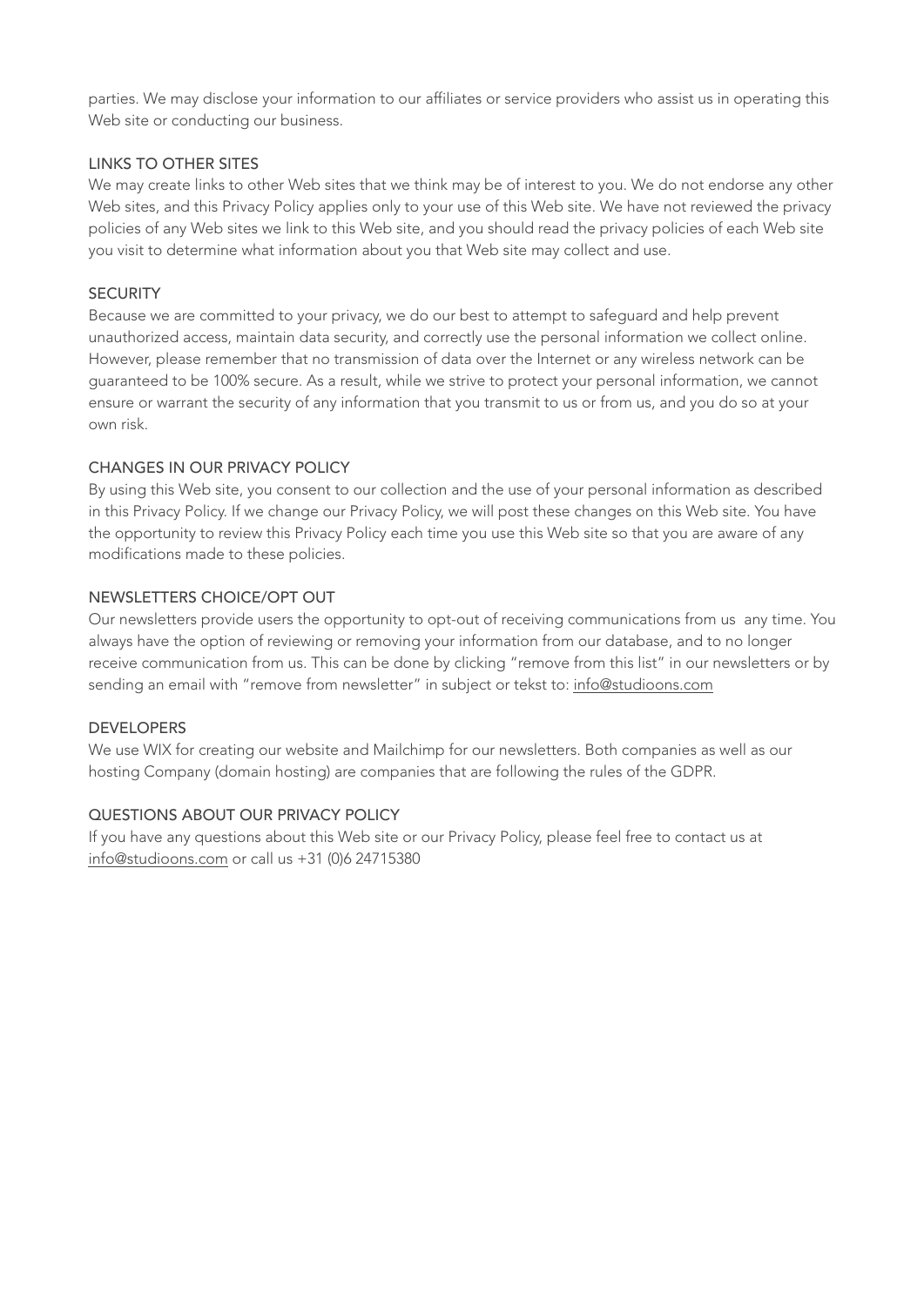parties. We may disclose your information to our affiliates or service providers who assist us in operating this Web site or conducting our business.

## LINKS TO OTHER SITES

We may create links to other Web sites that we think may be of interest to you. We do not endorse any other Web sites, and this Privacy Policy applies only to your use of this Web site. We have not reviewed the privacy policies of any Web sites we link to this Web site, and you should read the privacy policies of each Web site you visit to determine what information about you that Web site may collect and use.

## SECURITY

Because we are committed to your privacy, we do our best to attempt to safeguard and help prevent unauthorized access, maintain data security, and correctly use the personal information we collect online. However, please remember that no transmission of data over the Internet or any wireless network can be guaranteed to be 100% secure. As a result, while we strive to protect your personal information, we cannot ensure or warrant the security of any information that you transmit to us or from us, and you do so at your own risk.

## CHANGES IN OUR PRIVACY POLICY

By using this Web site, you consent to our collection and the use of your personal information as described in this Privacy Policy. If we change our Privacy Policy, we will post these changes on this Web site. You have the opportunity to review this Privacy Policy each time you use this Web site so that you are aware of any modifications made to these policies.

## NEWSLETTERS CHOICE/OPT OUT

Our newsletters provide users the opportunity to opt-out of receiving communications from us any time. You always have the option of reviewing or removing your information from our database, and to no longer receive communication from us. This can be done by clicking "remove from this list" in our newsletters or by sending an email with "remove from newsletter" in subject or tekst to: info@studioons.com

## DEVELOPERS

We use WIX for creating our website and Mailchimp for our newsletters. Both companies as well as our hosting Company (domain hosting) are companies that are following the rules of the GDPR.

## QUESTIONS ABOUT OUR PRIVACY POLICY

If you have any questions about this Web site or our Privacy Policy, please feel free to contact us at info@studioons.com or call us +31 (0)6 24715380